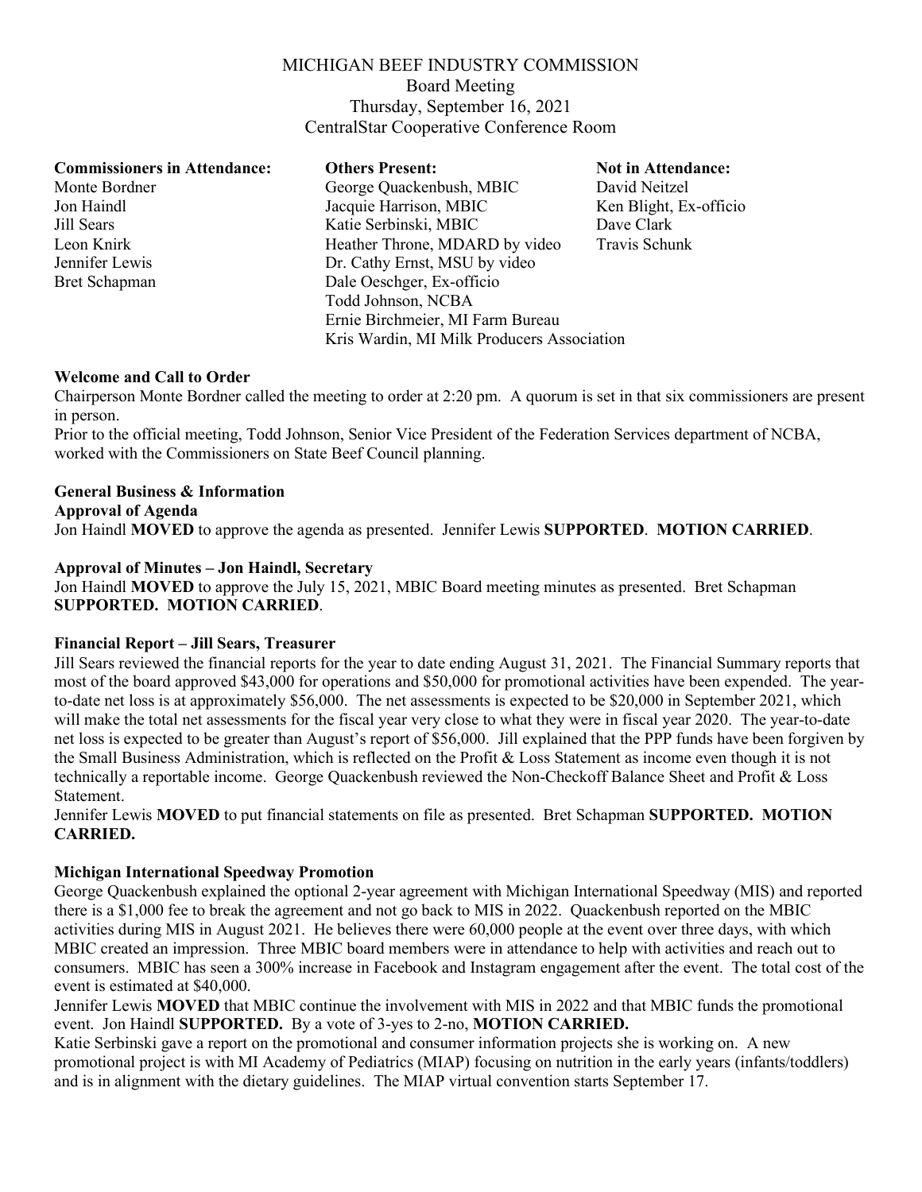# MICHIGAN BEEF INDUSTRY COMMISSION

Board Meeting
Thursday, September 16, 2021
CentralStar Cooperative Conference Room

| **Commissioners in Attendance:** | **Others Present:** | **Not in Attendance:** |
|---|---|---|
| Monte Bordner | George Quackenbush, MBIC | David Neitzel |
| Jon Haindl | Jacquie Harrison, MBIC | Ken Blight, Ex-officio |
| Jill Sears | Katie Serbinski, MBIC | Dave Clark |
| Leon Knirk | Heather Throne, MDARD by video | Travis Schunk |
| Jennifer Lewis | Dr. Cathy Ernst, MSU by video | |
| Bret Schapman | Dale Oeschger, Ex-officio | |
| | Todd Johnson, NCBA | |
| | Ernie Birchmeier, MI Farm Bureau | |
| | Kris Wardin, MI Milk Producers Association | |

**Welcome and Call to Order**

Chairperson Monte Bordner called the meeting to order at 2:20 pm. A quorum is set in that six commissioners are present in person.

Prior to the official meeting, Todd Johnson, Senior Vice President of the Federation Services department of NCBA, worked with the Commissioners on State Beef Council planning.

**General Business & Information**

**Approval of Agenda**

Jon Haindl **MOVED** to approve the agenda as presented. Jennifer Lewis **SUPPORTED**. **MOTION CARRIED**.

**Approval of Minutes – Jon Haindl, Secretary**

Jon Haindl **MOVED** to approve the July 15, 2021, MBIC Board meeting minutes as presented. Bret Schapman **SUPPORTED. MOTION CARRIED**.

**Financial Report – Jill Sears, Treasurer**

Jill Sears reviewed the financial reports for the year to date ending August 31, 2021. The Financial Summary reports that most of the board approved $43,000 for operations and $50,000 for promotional activities have been expended. The year-to-date net loss is at approximately $56,000. The net assessments is expected to be $20,000 in September 2021, which will make the total net assessments for the fiscal year very close to what they were in fiscal year 2020. The year-to-date net loss is expected to be greater than August's report of $56,000. Jill explained that the PPP funds have been forgiven by the Small Business Administration, which is reflected on the Profit & Loss Statement as income even though it is not technically a reportable income. George Quackenbush reviewed the Non-Checkoff Balance Sheet and Profit & Loss Statement.

Jennifer Lewis **MOVED** to put financial statements on file as presented. Bret Schapman **SUPPORTED. MOTION CARRIED.**

**Michigan International Speedway Promotion**

George Quackenbush explained the optional 2-year agreement with Michigan International Speedway (MIS) and reported there is a $1,000 fee to break the agreement and not go back to MIS in 2022. Quackenbush reported on the MBIC activities during MIS in August 2021. He believes there were 60,000 people at the event over three days, with which MBIC created an impression. Three MBIC board members were in attendance to help with activities and reach out to consumers. MBIC has seen a 300% increase in Facebook and Instagram engagement after the event. The total cost of the event is estimated at $40,000.

Jennifer Lewis **MOVED** that MBIC continue the involvement with MIS in 2022 and that MBIC funds the promotional event. Jon Haindl **SUPPORTED.** By a vote of 3-yes to 2-no, **MOTION CARRIED.**

Katie Serbinski gave a report on the promotional and consumer information projects she is working on. A new promotional project is with MI Academy of Pediatrics (MIAP) focusing on nutrition in the early years (infants/toddlers) and is in alignment with the dietary guidelines. The MIAP virtual convention starts September 17.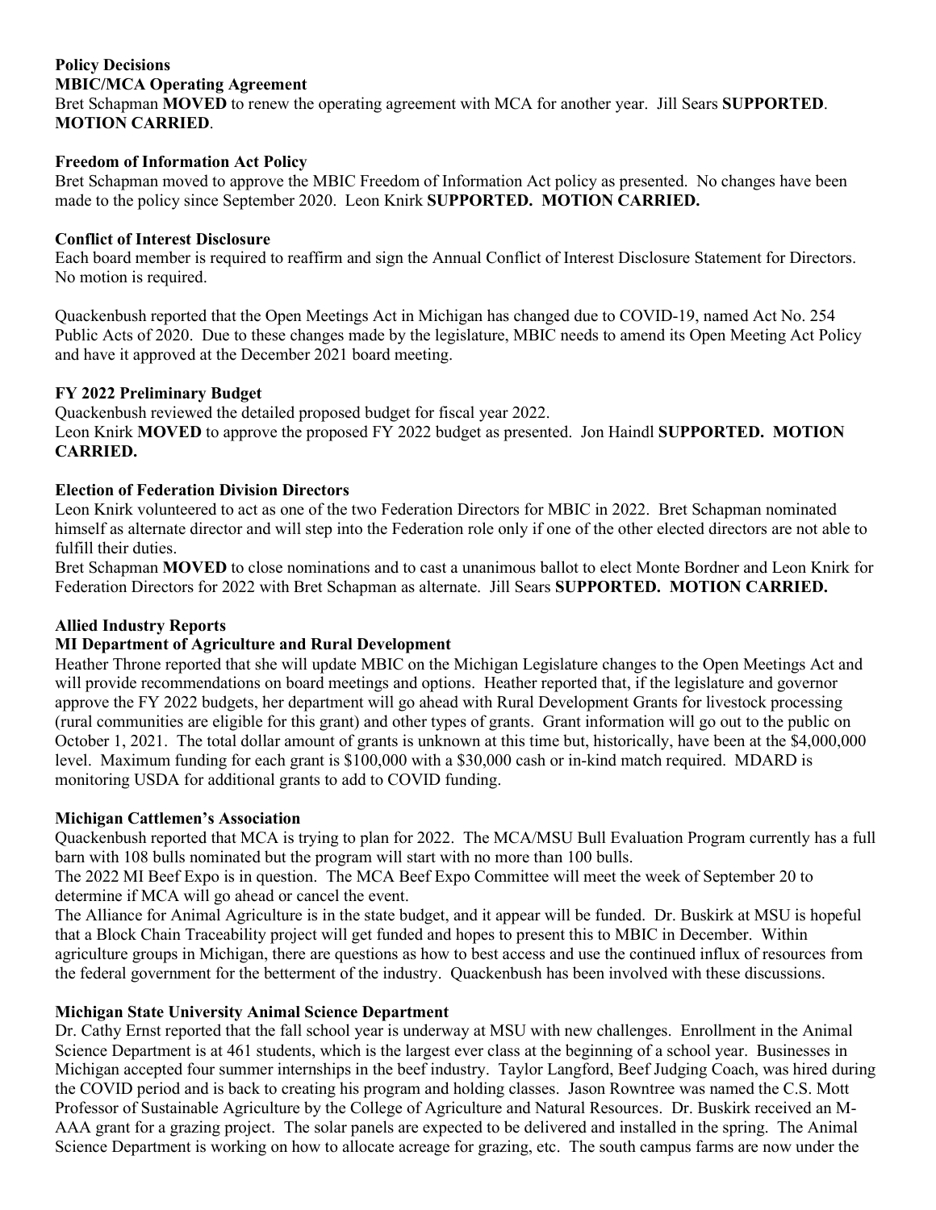**Policy Decisions**

**MBIC/MCA Operating Agreement**

Bret Schapman **MOVED** to renew the operating agreement with MCA for another year. Jill Sears **SUPPORTED**. **MOTION CARRIED**.

**Freedom of Information Act Policy**

Bret Schapman moved to approve the MBIC Freedom of Information Act policy as presented. No changes have been made to the policy since September 2020. Leon Knirk **SUPPORTED. MOTION CARRIED.**

**Conflict of Interest Disclosure**

Each board member is required to reaffirm and sign the Annual Conflict of Interest Disclosure Statement for Directors. No motion is required.

Quackenbush reported that the Open Meetings Act in Michigan has changed due to COVID-19, named Act No. 254 Public Acts of 2020. Due to these changes made by the legislature, MBIC needs to amend its Open Meeting Act Policy and have it approved at the December 2021 board meeting.

**FY 2022 Preliminary Budget**

Quackenbush reviewed the detailed proposed budget for fiscal year 2022.
Leon Knirk **MOVED** to approve the proposed FY 2022 budget as presented. Jon Haindl **SUPPORTED. MOTION CARRIED.**

**Election of Federation Division Directors**

Leon Knirk volunteered to act as one of the two Federation Directors for MBIC in 2022. Bret Schapman nominated himself as alternate director and will step into the Federation role only if one of the other elected directors are not able to fulfill their duties.
Bret Schapman **MOVED** to close nominations and to cast a unanimous ballot to elect Monte Bordner and Leon Knirk for Federation Directors for 2022 with Bret Schapman as alternate. Jill Sears **SUPPORTED. MOTION CARRIED.**

**Allied Industry Reports**

**MI Department of Agriculture and Rural Development**

Heather Throne reported that she will update MBIC on the Michigan Legislature changes to the Open Meetings Act and will provide recommendations on board meetings and options. Heather reported that, if the legislature and governor approve the FY 2022 budgets, her department will go ahead with Rural Development Grants for livestock processing (rural communities are eligible for this grant) and other types of grants. Grant information will go out to the public on October 1, 2021. The total dollar amount of grants is unknown at this time but, historically, have been at the $4,000,000 level. Maximum funding for each grant is $100,000 with a $30,000 cash or in-kind match required. MDARD is monitoring USDA for additional grants to add to COVID funding.

**Michigan Cattlemen's Association**

Quackenbush reported that MCA is trying to plan for 2022. The MCA/MSU Bull Evaluation Program currently has a full barn with 108 bulls nominated but the program will start with no more than 100 bulls.
The 2022 MI Beef Expo is in question. The MCA Beef Expo Committee will meet the week of September 20 to determine if MCA will go ahead or cancel the event.
The Alliance for Animal Agriculture is in the state budget, and it appear will be funded. Dr. Buskirk at MSU is hopeful that a Block Chain Traceability project will get funded and hopes to present this to MBIC in December. Within agriculture groups in Michigan, there are questions as how to best access and use the continued influx of resources from the federal government for the betterment of the industry. Quackenbush has been involved with these discussions.

**Michigan State University Animal Science Department**

Dr. Cathy Ernst reported that the fall school year is underway at MSU with new challenges. Enrollment in the Animal Science Department is at 461 students, which is the largest ever class at the beginning of a school year. Businesses in Michigan accepted four summer internships in the beef industry. Taylor Langford, Beef Judging Coach, was hired during the COVID period and is back to creating his program and holding classes. Jason Rowntree was named the C.S. Mott Professor of Sustainable Agriculture by the College of Agriculture and Natural Resources. Dr. Buskirk received an M-AAA grant for a grazing project. The solar panels are expected to be delivered and installed in the spring. The Animal Science Department is working on how to allocate acreage for grazing, etc. The south campus farms are now under the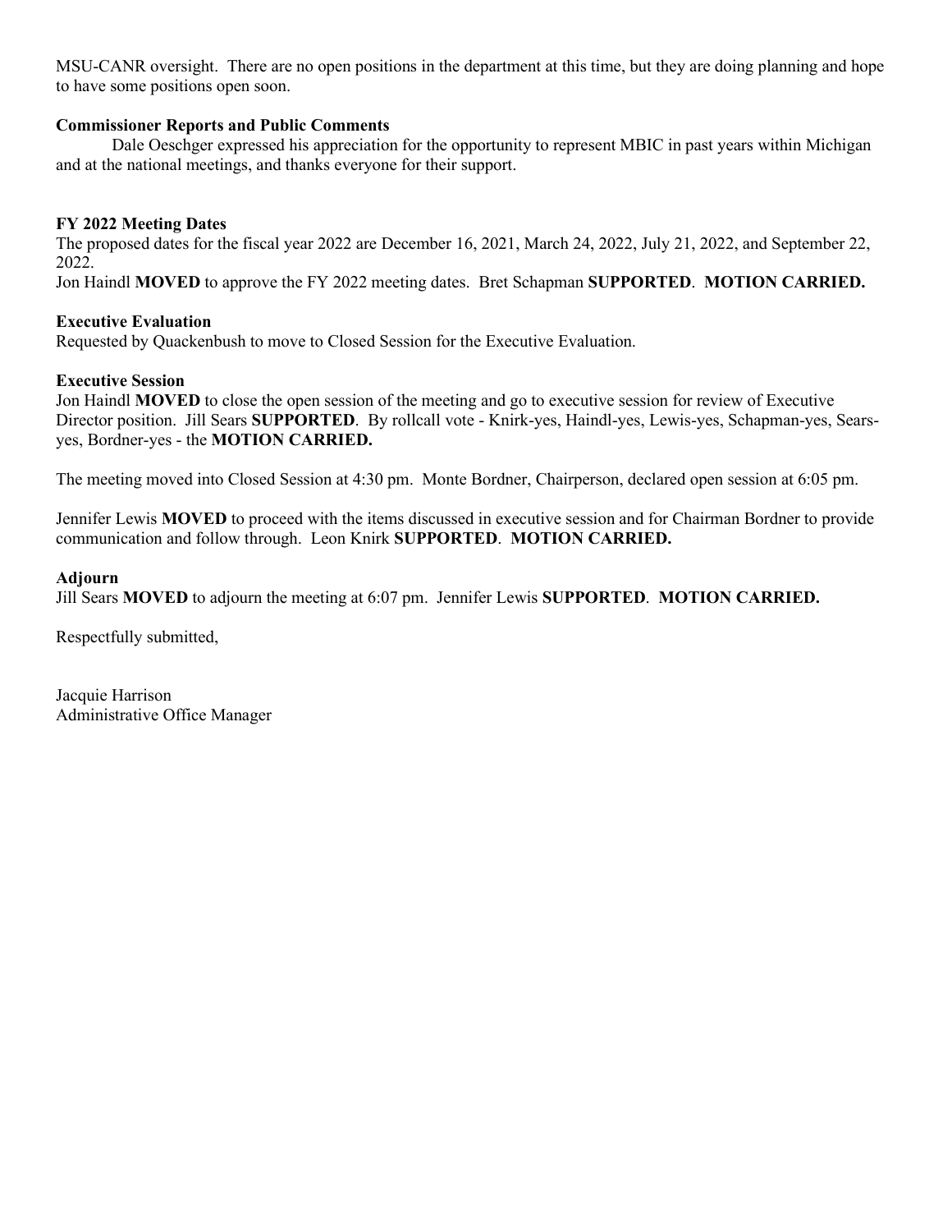MSU-CANR oversight. There are no open positions in the department at this time, but they are doing planning and hope to have some positions open soon.

**Commissioner Reports and Public Comments**

Dale Oeschger expressed his appreciation for the opportunity to represent MBIC in past years within Michigan and at the national meetings, and thanks everyone for their support.

**FY 2022 Meeting Dates**

The proposed dates for the fiscal year 2022 are December 16, 2021, March 24, 2022, July 21, 2022, and September 22, 2022.

Jon Haindl **MOVED** to approve the FY 2022 meeting dates. Bret Schapman **SUPPORTED**. **MOTION CARRIED.**

**Executive Evaluation**

Requested by Quackenbush to move to Closed Session for the Executive Evaluation.

**Executive Session**

Jon Haindl **MOVED** to close the open session of the meeting and go to executive session for review of Executive Director position. Jill Sears **SUPPORTED**. By rollcall vote - Knirk-yes, Haindl-yes, Lewis-yes, Schapman-yes, Sears-yes, Bordner-yes - the **MOTION CARRIED.**

The meeting moved into Closed Session at 4:30 pm. Monte Bordner, Chairperson, declared open session at 6:05 pm.

Jennifer Lewis **MOVED** to proceed with the items discussed in executive session and for Chairman Bordner to provide communication and follow through. Leon Knirk **SUPPORTED**. **MOTION CARRIED.**

**Adjourn**

Jill Sears **MOVED** to adjourn the meeting at 6:07 pm. Jennifer Lewis **SUPPORTED**. **MOTION CARRIED.**

Respectfully submitted,

Jacquie Harrison
Administrative Office Manager